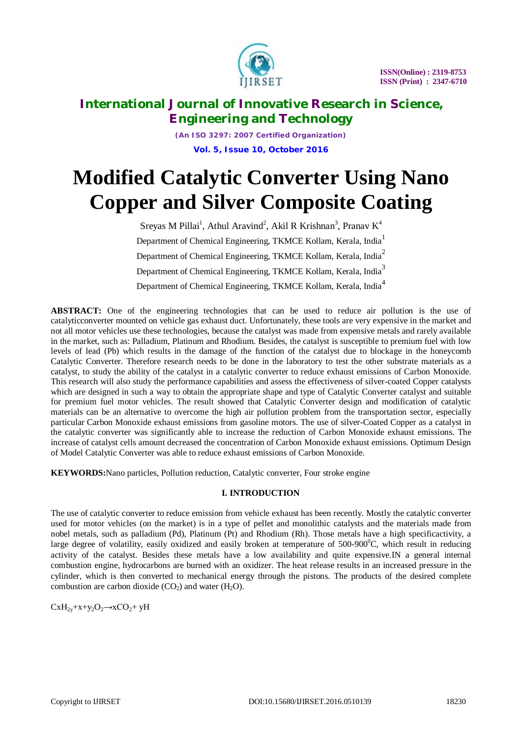# Modified Catalytic Converter Using Nano Copper and Silver Composite Coating

Sreyas M Pillai[1], Athul Aravind[2], Akil R Krishnan[3], Pranav K[4]

Department of Chemical Engineering, TKMCE Kollam, Kerala, India[1]

Department of Chemical Engineering, TKMCE Kollam, Kerala, India[2]

Department of Chemical Engineering, TKMCE Kollam, Kerala, India[3]

Department of Chemical Engineering, TKMCE Kollam, Kerala, India[4]

**ABSTRACT:** One of the engineering technologies that can be used to reduce air pollution is the use of catalyticconverter mounted on vehicle gas exhaust duct. Unfortunately, these tools are very expensive in the market and not all motor vehicles use these technologies, because the catalyst was made from expensive metals and rarely available in the market, such as: Palladium, Platinum and Rhodium. Besides, the catalyst is susceptible to premium fuel with low levels of lead (Pb) which results in the damage of the function of the catalyst due to blockage in the honeycomb Catalytic Converter. Therefore research needs to be done in the laboratory to test the other substrate materials as a catalyst, to study the ability of the catalyst in a catalytic converter to reduce exhaust emissions of Carbon Monoxide. This research will also study the performance capabilities and assess the effectiveness of silver-coated Copper catalysts which are designed in such a way to obtain the appropriate shape and type of Catalytic Converter catalyst and suitable for premium fuel motor vehicles. The result showed that Catalytic Converter design and modification of catalytic materials can be an alternative to overcome the high air pollution problem from the transportation sector, especially particular Carbon Monoxide exhaust emissions from gasoline motors. The use of silver-Coated Copper as a catalyst in the catalytic converter was significantly able to increase the reduction of Carbon Monoxide exhaust emissions. The increase of catalyst cells amount decreased the concentration of Carbon Monoxide exhaust emissions. Optimum Design of Model Catalytic Converter was able to reduce exhaust emissions of Carbon Monoxide.

**KEYWORDS:**Nano particles, Pollution reduction, Catalytic converter, Four stroke engine

## I. INTRODUCTION

The use of catalytic converter to reduce emission from vehicle exhaust has been recently. Mostly the catalytic converter used for motor vehicles (on the market) is in a type of pellet and monolithic catalysts and the materials made from nobel metals, such as palladium (Pd), Platinum (Pt) and Rhodium (Rh). Those metals have a high specificactivity, a large degree of volatility, easily oxidized and easily broken at temperature of 500-900$^0$C, which result in reducing activity of the catalyst. Besides these metals have a low availability and quite expensive.IN a general internal combustion engine, hydrocarbons are burned with an oxidizer. The heat release results in an increased pressure in the cylinder, which is then converted to mechanical energy through the pistons. The products of the desired complete combustion are carbon dioxide ($CO_2$) and water ($H_2O$).

$CxH_{2y}+x+y_2O_2 \rightarrow xCO_2+ yH$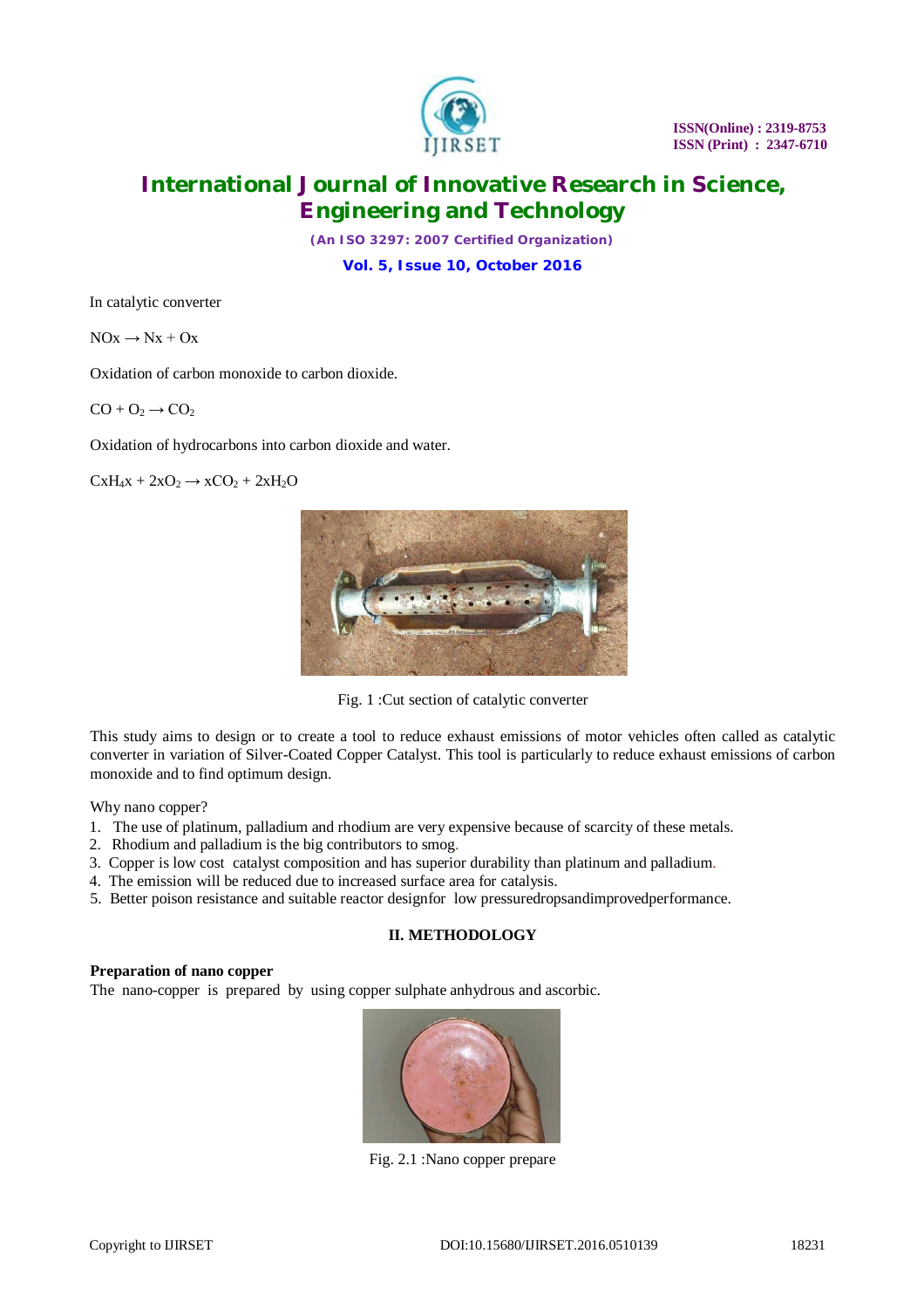In catalytic converter

$NOx \rightarrow Nx + Ox$

Oxidation of carbon monoxide to carbon dioxide.

$CO + O_2 \rightarrow CO_2$

Oxidation of hydrocarbons into carbon dioxide and water.

$CxH_4x + 2xO_2 \rightarrow xCO_2 + 2xH_2O$

Fig. 1 :Cut section of catalytic converter

This study aims to design or to create a tool to reduce exhaust emissions of motor vehicles often called as catalytic converter in variation of Silver-Coated Copper Catalyst. This tool is particularly to reduce exhaust emissions of carbon monoxide and to find optimum design.

Why nano copper?

1. The use of platinum, palladium and rhodium are very expensive because of scarcity of these metals.
2. Rhodium and palladium is the big contributors to smog.
3. Copper is low cost catalyst composition and has superior durability than platinum and palladium.
4. The emission will be reduced due to increased surface area for catalysis.
5. Better poison resistance and suitable reactor designfor low pressuredropsandimprovedperformance.

## II. METHODOLOGY

**Preparation of nano copper**

The nano-copper is prepared by using copper sulphate anhydrous and ascorbic.

Fig. 2.1 :Nano copper prepare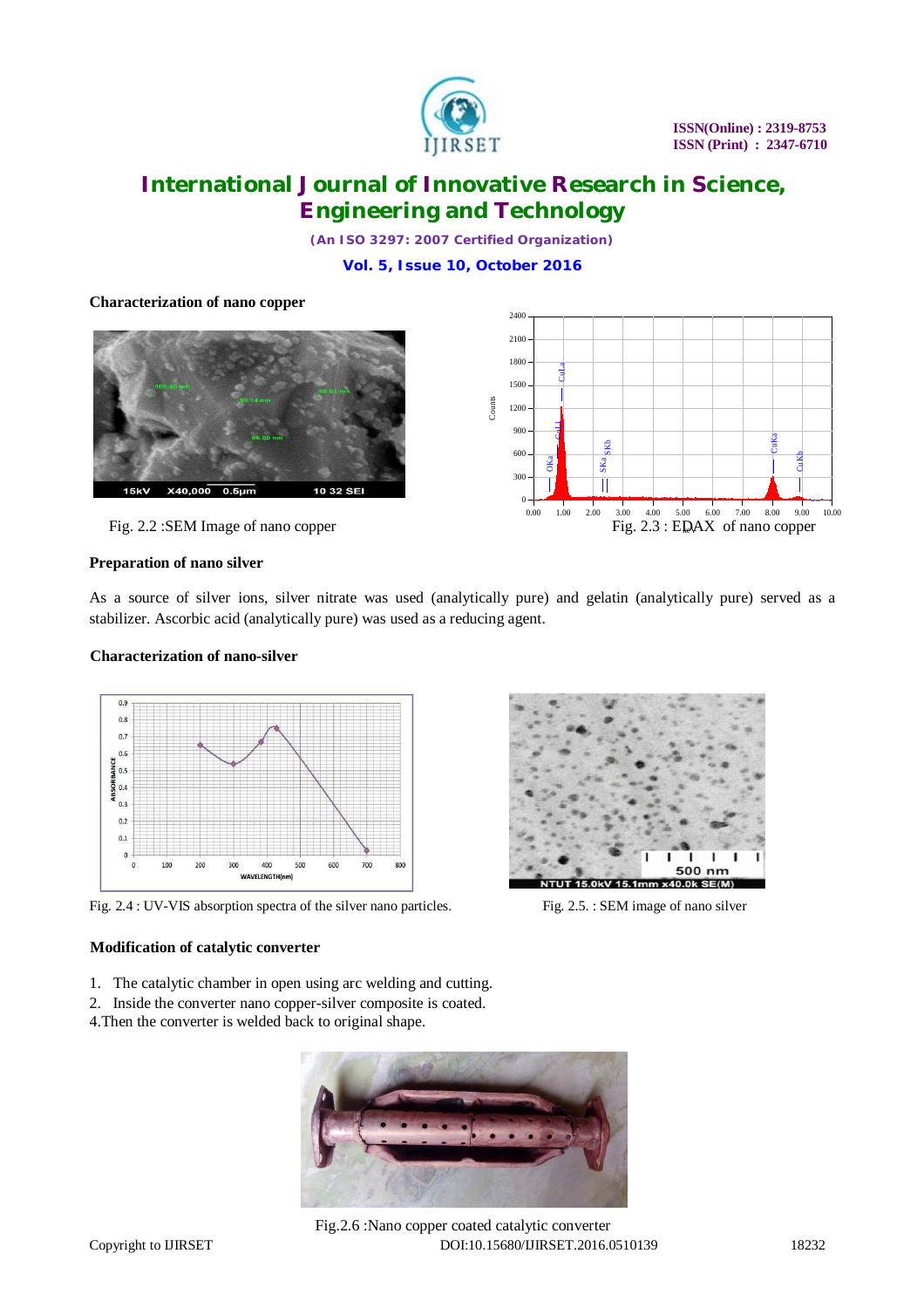**Characterization of nano copper**

Fig. 2.2 :SEM Image of nano copper

Fig. 2.3 : EDAX of nano copper

**Preparation of nano silver**

As a source of silver ions, silver nitrate was used (analytically pure) and gelatin (analytically pure) served as a stabilizer. Ascorbic acid (analytically pure) was used as a reducing agent.

**Characterization of nano-silver**

Fig. 2.4 : UV-VIS absorption spectra of the silver nano particles.

Fig. 2.5. : SEM image of nano silver

**Modification of catalytic converter**

1. The catalytic chamber in open using arc welding and cutting.
2. Inside the converter nano copper-silver composite is coated.

4.Then the converter is welded back to original shape.

Fig.2.6 :Nano copper coated catalytic converter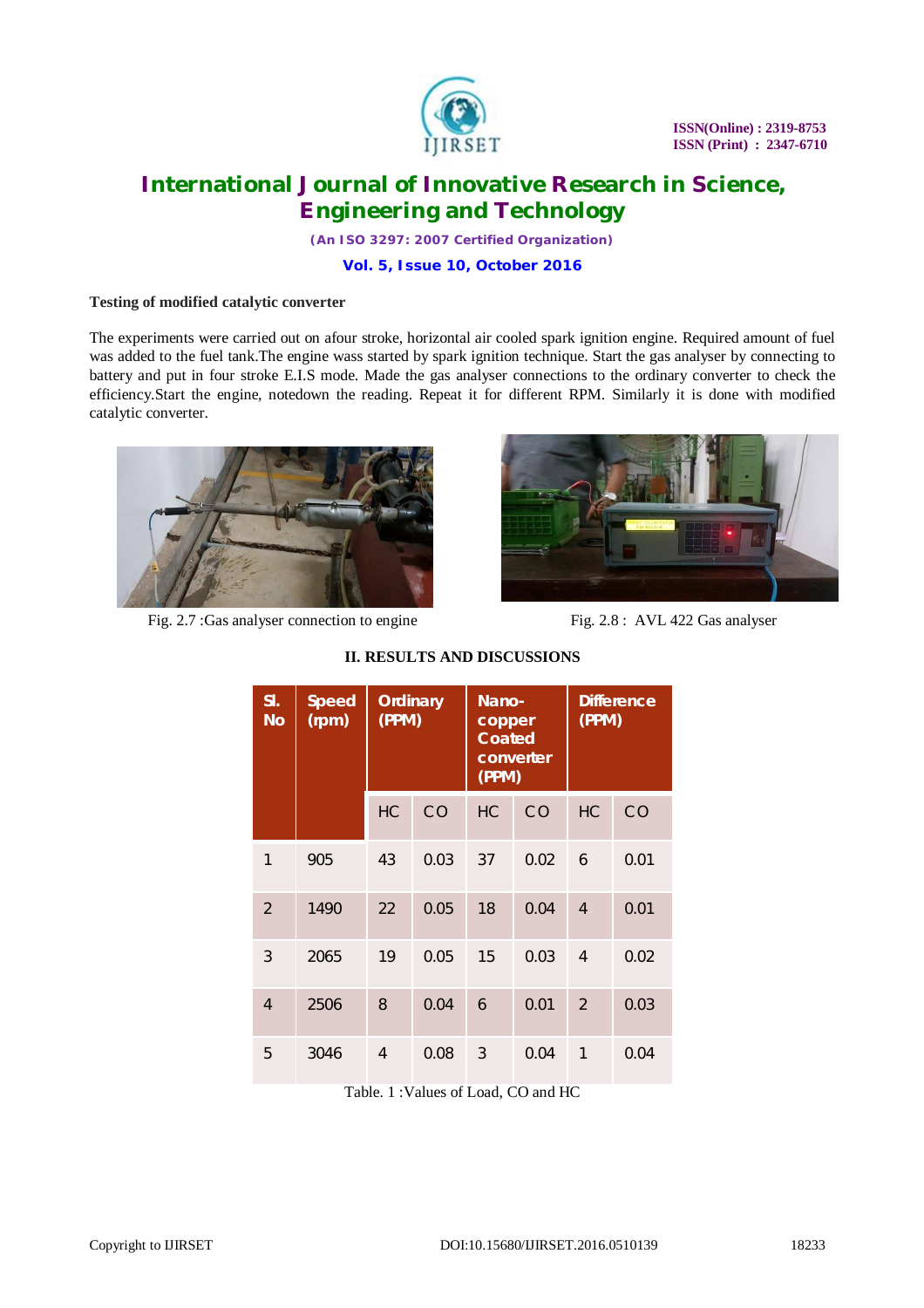**Testing of modified catalytic converter**

The experiments were carried out on afour stroke, horizontal air cooled spark ignition engine. Required amount of fuel was added to the fuel tank.The engine wass started by spark ignition technique. Start the gas analyser by connecting to battery and put in four stroke E.I.S mode. Made the gas analyser connections to the ordinary converter to check the efficiency.Start the engine, notedown the reading. Repeat it for different RPM. Similarly it is done with modified catalytic converter.

Fig. 2.7 :Gas analyser connection to engine

Fig. 2.8 : AVL 422 Gas analyser

## II. RESULTS AND DISCUSSIONS

| Sl. No | Speed (rpm) | Ordinary (PPM) | | Nano-copper Coated converter (PPM) | | Difference (PPM) | |
|---|---|---|---|---|---|---|---|
| | | HC | CO | HC | CO | HC | CO |
| 1 | 905 | 43 | 0.03 | 37 | 0.02 | 6 | 0.01 |
| 2 | 1490 | 22 | 0.05 | 18 | 0.04 | 4 | 0.01 |
| 3 | 2065 | 19 | 0.05 | 15 | 0.03 | 4 | 0.02 |
| 4 | 2506 | 8 | 0.04 | 6 | 0.01 | 2 | 0.03 |
| 5 | 3046 | 4 | 0.08 | 3 | 0.04 | 1 | 0.04 |

Table. 1 :Values of Load, CO and HC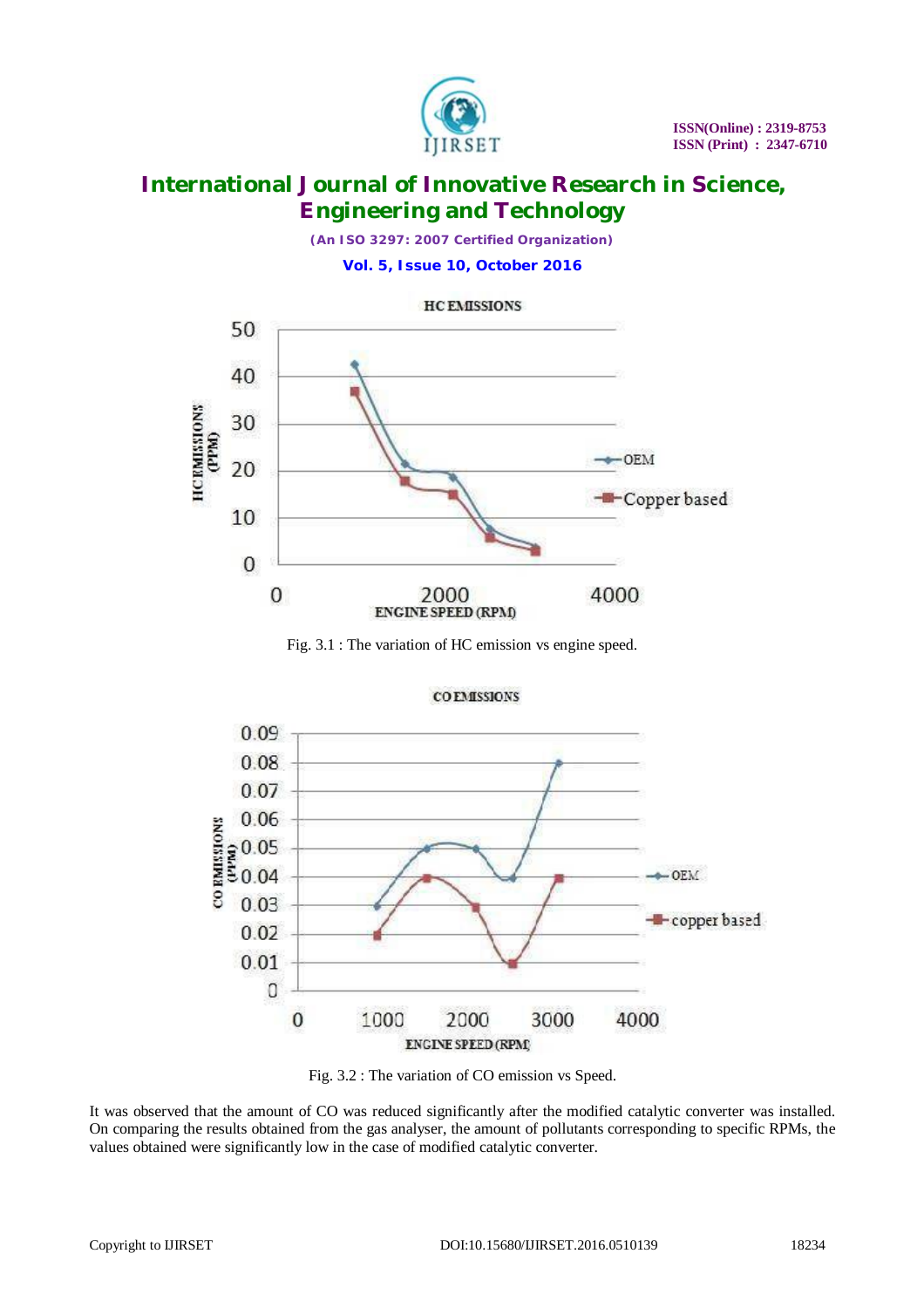Fig. 3.1 : The variation of HC emission vs engine speed.

Fig. 3.2 : The variation of CO emission vs Speed.

It was observed that the amount of CO was reduced significantly after the modified catalytic converter was installed. On comparing the results obtained from the gas analyser, the amount of pollutants corresponding to specific RPMs, the values obtained were significantly low in the case of modified catalytic converter.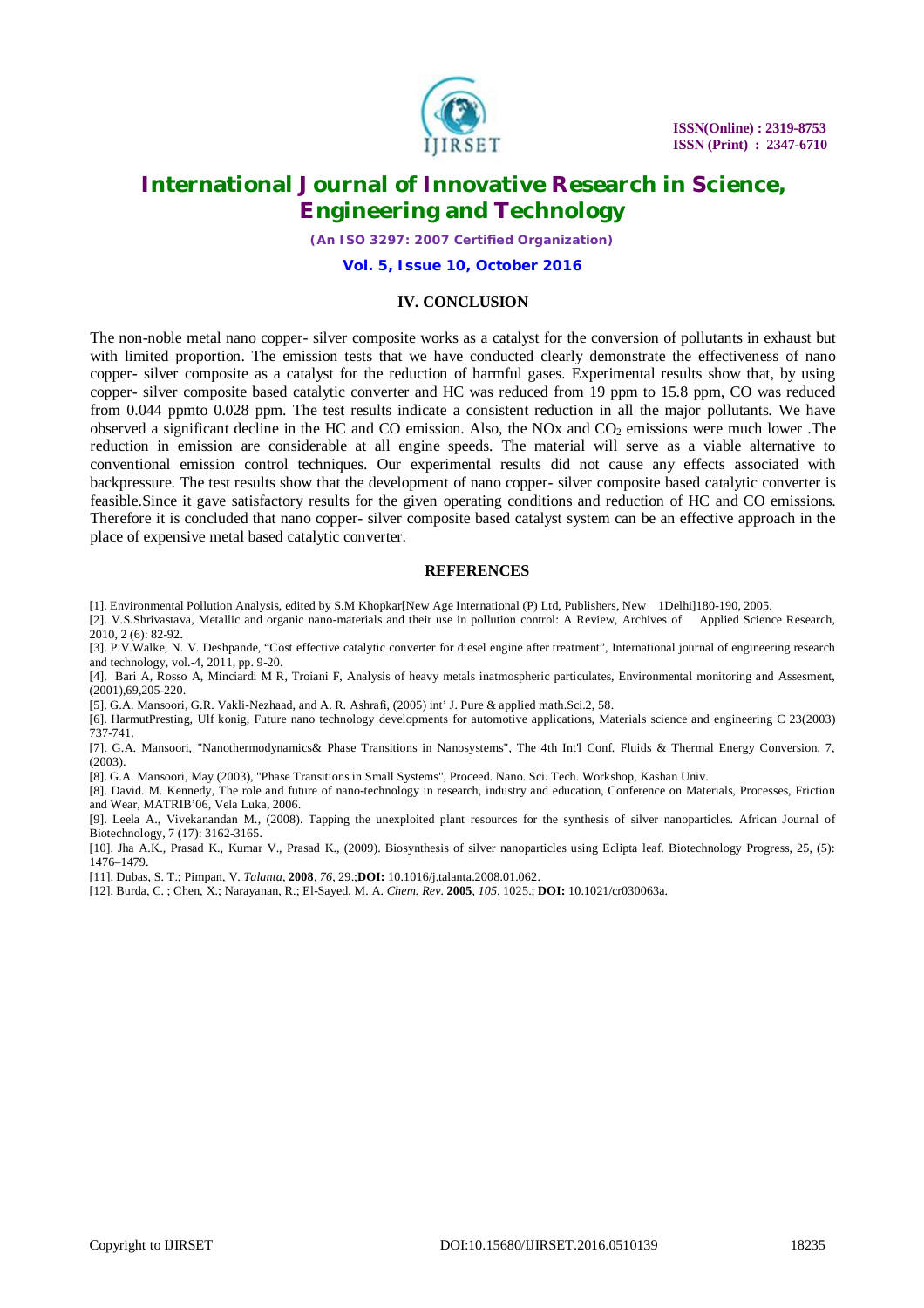## IV. CONCLUSION

The non-noble metal nano copper- silver composite works as a catalyst for the conversion of pollutants in exhaust but with limited proportion. The emission tests that we have conducted clearly demonstrate the effectiveness of nano copper- silver composite as a catalyst for the reduction of harmful gases. Experimental results show that, by using copper- silver composite based catalytic converter and HC was reduced from 19 ppm to 15.8 ppm, CO was reduced from 0.044 ppmto 0.028 ppm. The test results indicate a consistent reduction in all the major pollutants. We have observed a significant decline in the HC and CO emission. Also, the NOx and $CO_2$ emissions were much lower .The reduction in emission are considerable at all engine speeds. The material will serve as a viable alternative to conventional emission control techniques. Our experimental results did not cause any effects associated with backpressure. The test results show that the development of nano copper- silver composite based catalytic converter is feasible.Since it gave satisfactory results for the given operating conditions and reduction of HC and CO emissions. Therefore it is concluded that nano copper- silver composite based catalyst system can be an effective approach in the place of expensive metal based catalytic converter.

## REFERENCES

[1]. Environmental Pollution Analysis, edited by S.M Khopkar[New Age International (P) Ltd, Publishers, New 1Delhi]180-190, 2005.

[2]. V.S.Shrivastava, Metallic and organic nano-materials and their use in pollution control: A Review, Archives of Applied Science Research, 2010, 2 (6): 82-92.

[3]. P.V.Walke, N. V. Deshpande, "Cost effective catalytic converter for diesel engine after treatment", International journal of engineering research and technology, vol.-4, 2011, pp. 9-20.

[4]. Bari A, Rosso A, Minciardi M R, Troiani F, Analysis of heavy metals inatmospheric particulates, Environmental monitoring and Assesment, (2001),69,205-220.

[5]. G.A. Mansoori, G.R. Vakli-Nezhaad, and A. R. Ashrafi, (2005) int' J. Pure & applied math.Sci.2, 58.

[6]. HarmutPresting, Ulf konig, Future nano technology developments for automotive applications, Materials science and engineering C 23(2003) 737-741.

[7]. G.A. Mansoori, "Nanothermodynamics& Phase Transitions in Nanosystems", The 4th Int'l Conf. Fluids & Thermal Energy Conversion, 7, (2003).

[8]. G.A. Mansoori, May (2003), "Phase Transitions in Small Systems", Proceed. Nano. Sci. Tech. Workshop, Kashan Univ.

[8]. David. M. Kennedy, The role and future of nano-technology in research, industry and education, Conference on Materials, Processes, Friction and Wear, MATRIB'06, Vela Luka, 2006.

[9]. Leela A., Vivekanandan M., (2008). Tapping the unexploited plant resources for the synthesis of silver nanoparticles. African Journal of Biotechnology, 7 (17): 3162-3165.

[10]. Jha A.K., Prasad K., Kumar V., Prasad K., (2009). Biosynthesis of silver nanoparticles using Eclipta leaf. Biotechnology Progress, 25, (5): 1476–1479.

[11]. Dubas, S. T.; Pimpan, V. *Talanta*, **2008**, *76*, 29.;**DOI:** 10.1016/j.talanta.2008.01.062.

[12]. Burda, C. ; Chen, X.; Narayanan, R.; El-Sayed, M. A. *Chem. Rev*. **2005**, *105*, 1025.; **DOI:** 10.1021/cr030063a.